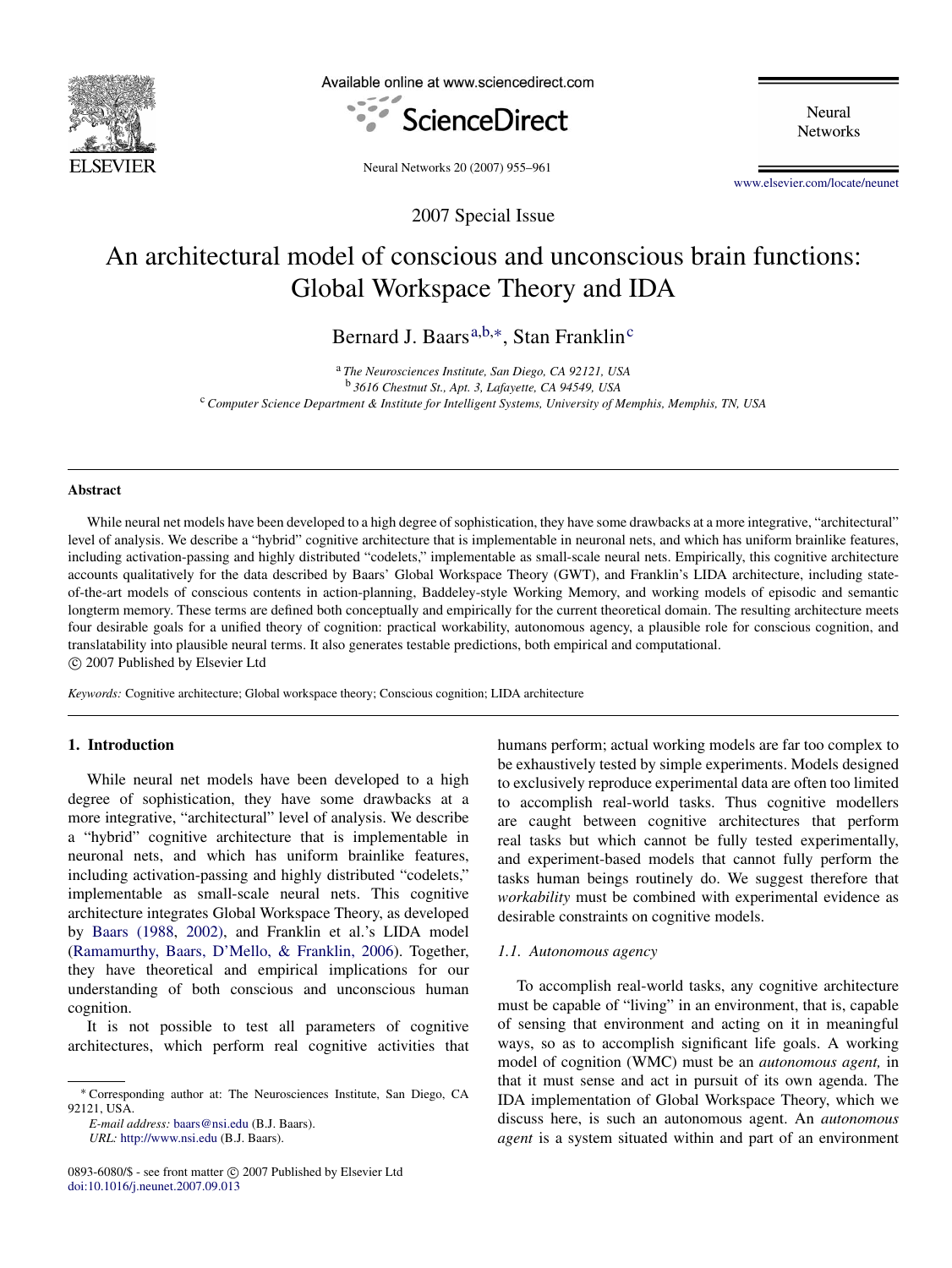2007 Special Issue

# An architectural model of conscious and unconscious brain functions: Global Workspace Theory and IDA

Bernard J. Baars[a,b,*], Stan Franklin[c]

[a] *The Neurosciences Institute, San Diego, CA 92121, USA*
[b] *3616 Chestnut St., Apt. 3, Lafayette, CA 94549, USA*
[c] *Computer Science Department & Institute for Intelligent Systems, University of Memphis, Memphis, TN, USA*

## Abstract

While neural net models have been developed to a high degree of sophistication, they have some drawbacks at a more integrative, "architectural" level of analysis. We describe a "hybrid" cognitive architecture that is implementable in neuronal nets, and which has uniform brainlike features, including activation-passing and highly distributed "codelets," implementable as small-scale neural nets. Empirically, this cognitive architecture accounts qualitatively for the data described by Baars' Global Workspace Theory (GWT), and Franklin's LIDA architecture, including state-of-the-art models of conscious contents in action-planning, Baddeley-style Working Memory, and working models of episodic and semantic longterm memory. These terms are defined both conceptually and empirically for the current theoretical domain. The resulting architecture meets four desirable goals for a unified theory of cognition: practical workability, autonomous agency, a plausible role for conscious cognition, and translatability into plausible neural terms. It also generates testable predictions, both empirical and computational.

© 2007 Published by Elsevier Ltd

*Keywords:* Cognitive architecture; Global workspace theory; Conscious cognition; LIDA architecture

## 1. Introduction

While neural net models have been developed to a high degree of sophistication, they have some drawbacks at a more integrative, "architectural" level of analysis. We describe a "hybrid" cognitive architecture that is implementable in neuronal nets, and which has uniform brainlike features, including activation-passing and highly distributed "codelets," implementable as small-scale neural nets. This cognitive architecture integrates Global Workspace Theory, as developed by Baars (1988, 2002), and Franklin et al.'s LIDA model (Ramamurthy, Baars, D'Mello, & Franklin, 2006). Together, they have theoretical and empirical implications for our understanding of both conscious and unconscious human cognition.

It is not possible to test all parameters of cognitive architectures, which perform real cognitive activities that humans perform; actual working models are far too complex to be exhaustively tested by simple experiments. Models designed to exclusively reproduce experimental data are often too limited to accomplish real-world tasks. Thus cognitive modellers are caught between cognitive architectures that perform real tasks but which cannot be fully tested experimentally, and experiment-based models that cannot fully perform the tasks human beings routinely do. We suggest therefore that *workability* must be combined with experimental evidence as desirable constraints on cognitive models.

### 1.1. Autonomous agency

To accomplish real-world tasks, any cognitive architecture must be capable of "living" in an environment, that is, capable of sensing that environment and acting on it in meaningful ways, so as to accomplish significant life goals. A working model of cognition (WMC) must be an *autonomous agent,* in that it must sense and act in pursuit of its own agenda. The IDA implementation of Global Workspace Theory, which we discuss here, is such an autonomous agent. An *autonomous agent* is a system situated within and part of an environment

* Corresponding author at: The Neurosciences Institute, San Diego, CA 92121, USA.
*E-mail address:* baars@nsi.edu (B.J. Baars).
*URL:* http://www.nsi.edu (B.J. Baars).

0893-6080/$ - see front matter © 2007 Published by Elsevier Ltd
doi:10.1016/j.neunet.2007.09.013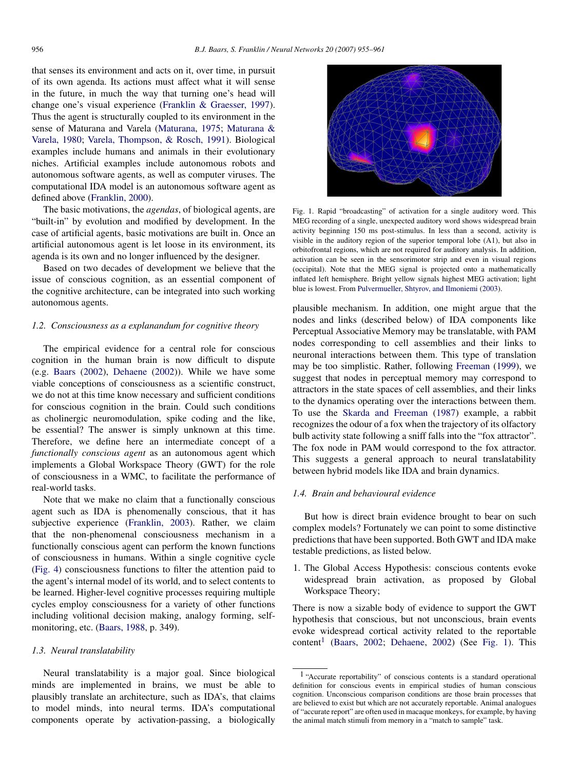that senses its environment and acts on it, over time, in pursuit of its own agenda. Its actions must affect what it will sense in the future, in much the way that turning one's head will change one's visual experience (Franklin & Graesser, 1997). Thus the agent is structurally coupled to its environment in the sense of Maturana and Varela (Maturana, 1975; Maturana & Varela, 1980; Varela, Thompson, & Rosch, 1991). Biological examples include humans and animals in their evolutionary niches. Artificial examples include autonomous robots and autonomous software agents, as well as computer viruses. The computational IDA model is an autonomous software agent as defined above (Franklin, 2000).

The basic motivations, the *agendas*, of biological agents, are "built-in" by evolution and modified by development. In the case of artificial agents, basic motivations are built in. Once an artificial autonomous agent is let loose in its environment, its agenda is its own and no longer influenced by the designer.

Based on two decades of development we believe that the issue of conscious cognition, as an essential component of the cognitive architecture, can be integrated into such working autonomous agents.

### 1.2. Consciousness as a explanandum for cognitive theory

The empirical evidence for a central role for conscious cognition in the human brain is now difficult to dispute (e.g. Baars (2002), Dehaene (2002)). While we have some viable conceptions of consciousness as a scientific construct, we do not at this time know necessary and sufficient conditions for conscious cognition in the brain. Could such conditions as cholinergic neuromodulation, spike coding and the like, be essential? The answer is simply unknown at this time. Therefore, we define here an intermediate concept of a *functionally conscious agent* as an autonomous agent which implements a Global Workspace Theory (GWT) for the role of consciousness in a WMC, to facilitate the performance of real-world tasks.

Note that we make no claim that a functionally conscious agent such as IDA is phenomenally conscious, that it has subjective experience (Franklin, 2003). Rather, we claim that the non-phenomenal consciousness mechanism in a functionally conscious agent can perform the known functions of consciousness in humans. Within a single cognitive cycle (Fig. 4) consciousness functions to filter the attention paid to the agent's internal model of its world, and to select contents to be learned. Higher-level cognitive processes requiring multiple cycles employ consciousness for a variety of other functions including volitional decision making, analogy forming, self-monitoring, etc. (Baars, 1988, p. 349).

### 1.3. Neural translatability

Neural translatability is a major goal. Since biological minds are implemented in brains, we must be able to plausibly translate an architecture, such as IDA's, that claims to model minds, into neural terms. IDA's computational components operate by activation-passing, a biologically plausible mechanism. In addition, one might argue that the nodes and links (described below) of IDA components like Perceptual Associative Memory may be translatable, with PAM nodes corresponding to cell assemblies and their links to neuronal interactions between them. This type of translation may be too simplistic. Rather, following Freeman (1999), we suggest that nodes in perceptual memory may correspond to attractors in the state spaces of cell assemblies, and their links to the dynamics operating over the interactions between them. To use the Skarda and Freeman (1987) example, a rabbit recognizes the odour of a fox when the trajectory of its olfactory bulb activity state following a sniff falls into the "fox attractor". The fox node in PAM would correspond to the fox attractor. This suggests a general approach to neural translatability between hybrid models like IDA and brain dynamics.

Fig. 1. Rapid "broadcasting" of activation for a single auditory word. This MEG recording of a single, unexpected auditory word shows widespread brain activity beginning 150 ms post-stimulus. In less than a second, activity is visible in the auditory region of the superior temporal lobe (A1), but also in orbitofrontal regions, which are not required for auditory analysis. In addition, activation can be seen in the sensorimotor strip and even in visual regions (occipital). Note that the MEG signal is projected onto a mathematically inflated left hemisphere. Bright yellow signals highest MEG activation; light blue is lowest. From Pulvermueller, Shtyrov, and Ilmoniemi (2003).

### 1.4. Brain and behavioural evidence

But how is direct brain evidence brought to bear on such complex models? Fortunately we can point to some distinctive predictions that have been supported. Both GWT and IDA make testable predictions, as listed below.

1. The Global Access Hypothesis: conscious contents evoke widespread brain activation, as proposed by Global Workspace Theory;

There is now a sizable body of evidence to support the GWT hypothesis that conscious, but not unconscious, brain events evoke widespread cortical activity related to the reportable content[1] (Baars, 2002; Dehaene, 2002) (See Fig. 1). This

[1] "Accurate reportability" of conscious contents is a standard operational definition for conscious events in empirical studies of human conscious cognition. Unconscious comparison conditions are those brain processes that are believed to exist but which are not accurately reportable. Animal analogues of "accurate report" are often used in macaque monkeys, for example, by having the animal match stimuli from memory in a "match to sample" task.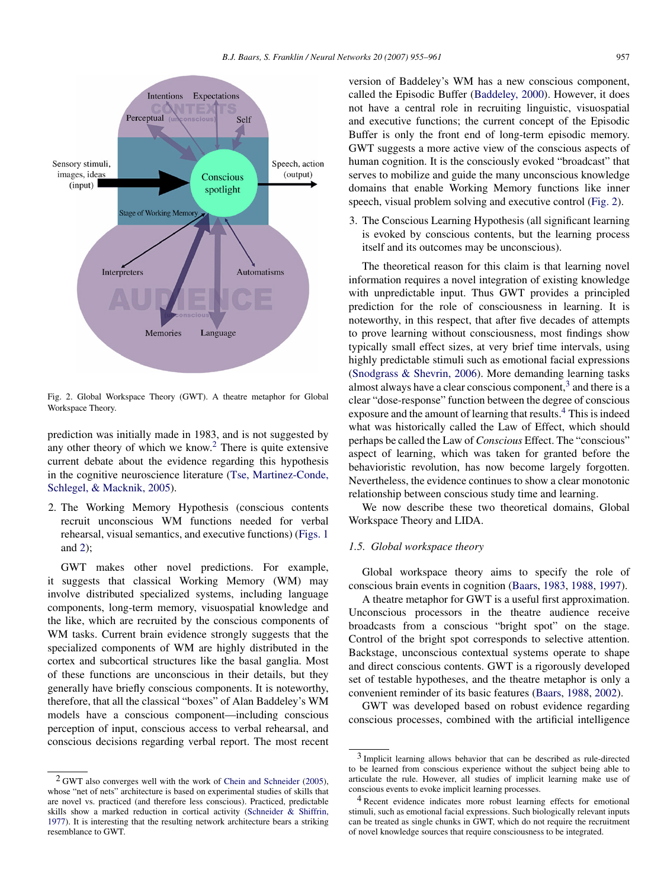Fig. 2. Global Workspace Theory (GWT). A theatre metaphor for Global Workspace Theory.

prediction was initially made in 1983, and is not suggested by any other theory of which we know.[2] There is quite extensive current debate about the evidence regarding this hypothesis in the cognitive neuroscience literature (Tse, Martinez-Conde, Schlegel, & Macknik, 2005).

2. The Working Memory Hypothesis (conscious contents recruit unconscious WM functions needed for verbal rehearsal, visual semantics, and executive functions) (Figs. 1 and 2);

GWT makes other novel predictions. For example, it suggests that classical Working Memory (WM) may involve distributed specialized systems, including language components, long-term memory, visuospatial knowledge and the like, which are recruited by the conscious components of WM tasks. Current brain evidence strongly suggests that the specialized components of WM are highly distributed in the cortex and subcortical structures like the basal ganglia. Most of these functions are unconscious in their details, but they generally have briefly conscious components. It is noteworthy, therefore, that all the classical "boxes" of Alan Baddeley's WM models have a conscious component—including conscious perception of input, conscious access to verbal rehearsal, and conscious decisions regarding verbal report. The most recent version of Baddeley's WM has a new conscious component, called the Episodic Buffer (Baddeley, 2000). However, it does not have a central role in recruiting linguistic, visuospatial and executive functions; the current concept of the Episodic Buffer is only the front end of long-term episodic memory. GWT suggests a more active view of the conscious aspects of human cognition. It is the consciously evoked "broadcast" that serves to mobilize and guide the many unconscious knowledge domains that enable Working Memory functions like inner speech, visual problem solving and executive control (Fig. 2).

3. The Conscious Learning Hypothesis (all significant learning is evoked by conscious contents, but the learning process itself and its outcomes may be unconscious).

The theoretical reason for this claim is that learning novel information requires a novel integration of existing knowledge with unpredictable input. Thus GWT provides a principled prediction for the role of consciousness in learning. It is noteworthy, in this respect, that after five decades of attempts to prove learning without consciousness, most findings show typically small effect sizes, at very brief time intervals, using highly predictable stimuli such as emotional facial expressions (Snodgrass & Shevrin, 2006). More demanding learning tasks almost always have a clear conscious component,[3] and there is a clear "dose-response" function between the degree of conscious exposure and the amount of learning that results.[4] This is indeed what was historically called the Law of Effect, which should perhaps be called the Law of *Conscious* Effect. The "conscious" aspect of learning, which was taken for granted before the behavioristic revolution, has now become largely forgotten. Nevertheless, the evidence continues to show a clear monotonic relationship between conscious study time and learning.

We now describe these two theoretical domains, Global Workspace Theory and LIDA.

### *1.5. Global workspace theory*

Global workspace theory aims to specify the role of conscious brain events in cognition (Baars, 1983, 1988, 1997).

A theatre metaphor for GWT is a useful first approximation. Unconscious processors in the theatre audience receive broadcasts from a conscious "bright spot" on the stage. Control of the bright spot corresponds to selective attention. Backstage, unconscious contextual systems operate to shape and direct conscious contents. GWT is a rigorously developed set of testable hypotheses, and the theatre metaphor is only a convenient reminder of its basic features (Baars, 1988, 2002).

GWT was developed based on robust evidence regarding conscious processes, combined with the artificial intelligence

---

[2] GWT also converges well with the work of Chein and Schneider (2005), whose "net of nets" architecture is based on experimental studies of skills that are novel vs. practiced (and therefore less conscious). Practiced, predictable skills show a marked reduction in cortical activity (Schneider & Shiffrin, 1977). It is interesting that the resulting network architecture bears a striking resemblance to GWT.

[3] Implicit learning allows behavior that can be described as rule-directed to be learned from conscious experience without the subject being able to articulate the rule. However, all studies of implicit learning make use of conscious events to evoke implicit learning processes.

[4] Recent evidence indicates more robust learning effects for emotional stimuli, such as emotional facial expressions. Such biologically relevant inputs can be treated as single chunks in GWT, which do not require the recruitment of novel knowledge sources that require consciousness to be integrated.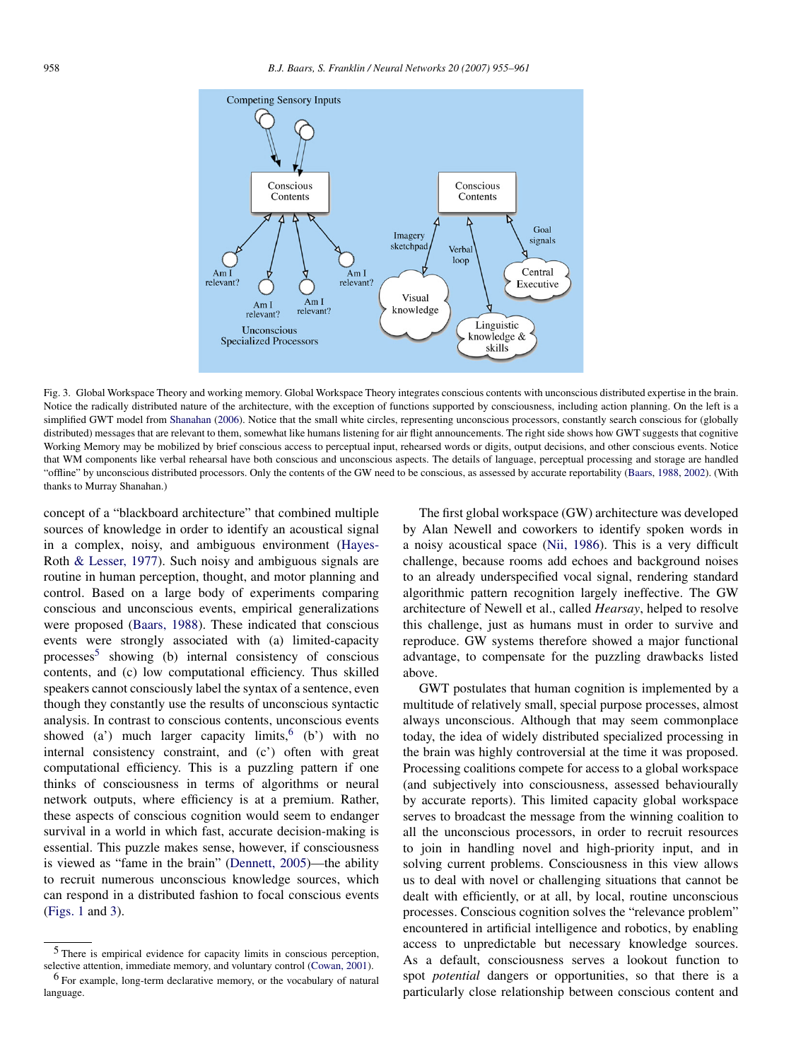Competing Sensory Inputs

Conscious Contents

Conscious Contents

Am I relevant?

Am I relevant?

Am I relevant?

Am I relevant?

Unconscious Specialized Processors

Imagery sketchpad

Verbal loop

Goal signals

Visual knowledge

Central Executive

Linguistic knowledge & skills

Fig. 3. Global Workspace Theory and working memory. Global Workspace Theory integrates conscious contents with unconscious distributed expertise in the brain. Notice the radically distributed nature of the architecture, with the exception of functions supported by consciousness, including action planning. On the left is a simplified GWT model from Shanahan (2006). Notice that the small white circles, representing unconscious processors, constantly search conscious for (globally distributed) messages that are relevant to them, somewhat like humans listening for air flight announcements. The right side shows how GWT suggests that cognitive Working Memory may be mobilized by brief conscious access to perceptual input, rehearsed words or digits, output decisions, and other conscious events. Notice that WM components like verbal rehearsal have both conscious and unconscious aspects. The details of language, perceptual processing and storage are handled "offline" by unconscious distributed processors. Only the contents of the GW need to be conscious, as assessed by accurate reportability (Baars, 1988, 2002). (With thanks to Murray Shanahan.)

concept of a "blackboard architecture" that combined multiple sources of knowledge in order to identify an acoustical signal in a complex, noisy, and ambiguous environment (Hayes-Roth & Lesser, 1977). Such noisy and ambiguous signals are routine in human perception, thought, and motor planning and control. Based on a large body of experiments comparing conscious and unconscious events, empirical generalizations were proposed (Baars, 1988). These indicated that conscious events were strongly associated with (a) limited-capacity processes[5] showing (b) internal consistency of conscious contents, and (c) low computational efficiency. Thus skilled speakers cannot consciously label the syntax of a sentence, even though they constantly use the results of unconscious syntactic analysis. In contrast to conscious contents, unconscious events showed (a') much larger capacity limits,[6] (b') with no internal consistency constraint, and (c') often with great computational efficiency. This is a puzzling pattern if one thinks of consciousness in terms of algorithms or neural network outputs, where efficiency is at a premium. Rather, these aspects of conscious cognition would seem to endanger survival in a world in which fast, accurate decision-making is essential. This puzzle makes sense, however, if consciousness is viewed as "fame in the brain" (Dennett, 2005)—the ability to recruit numerous unconscious knowledge sources, which can respond in a distributed fashion to focal conscious events (Figs. 1 and 3).

The first global workspace (GW) architecture was developed by Alan Newell and coworkers to identify spoken words in a noisy acoustical space (Nii, 1986). This is a very difficult challenge, because rooms add echoes and background noises to an already underspecified vocal signal, rendering standard algorithmic pattern recognition largely ineffective. The GW architecture of Newell et al., called *Hearsay*, helped to resolve this challenge, just as humans must in order to survive and reproduce. GW systems therefore showed a major functional advantage, to compensate for the puzzling drawbacks listed above.

GWT postulates that human cognition is implemented by a multitude of relatively small, special purpose processes, almost always unconscious. Although that may seem commonplace today, the idea of widely distributed specialized processing in the brain was highly controversial at the time it was proposed. Processing coalitions compete for access to a global workspace (and subjectively into consciousness, assessed behaviourally by accurate reports). This limited capacity global workspace serves to broadcast the message from the winning coalition to all the unconscious processors, in order to recruit resources to join in handling novel and high-priority input, and in solving current problems. Consciousness in this view allows us to deal with novel or challenging situations that cannot be dealt with efficiently, or at all, by local, routine unconscious processes. Conscious cognition solves the "relevance problem" encountered in artificial intelligence and robotics, by enabling access to unpredictable but necessary knowledge sources. As a default, consciousness serves a lookout function to spot *potential* dangers or opportunities, so that there is a particularly close relationship between conscious content and

[5] There is empirical evidence for capacity limits in conscious perception, selective attention, immediate memory, and voluntary control (Cowan, 2001).

[6] For example, long-term declarative memory, or the vocabulary of natural language.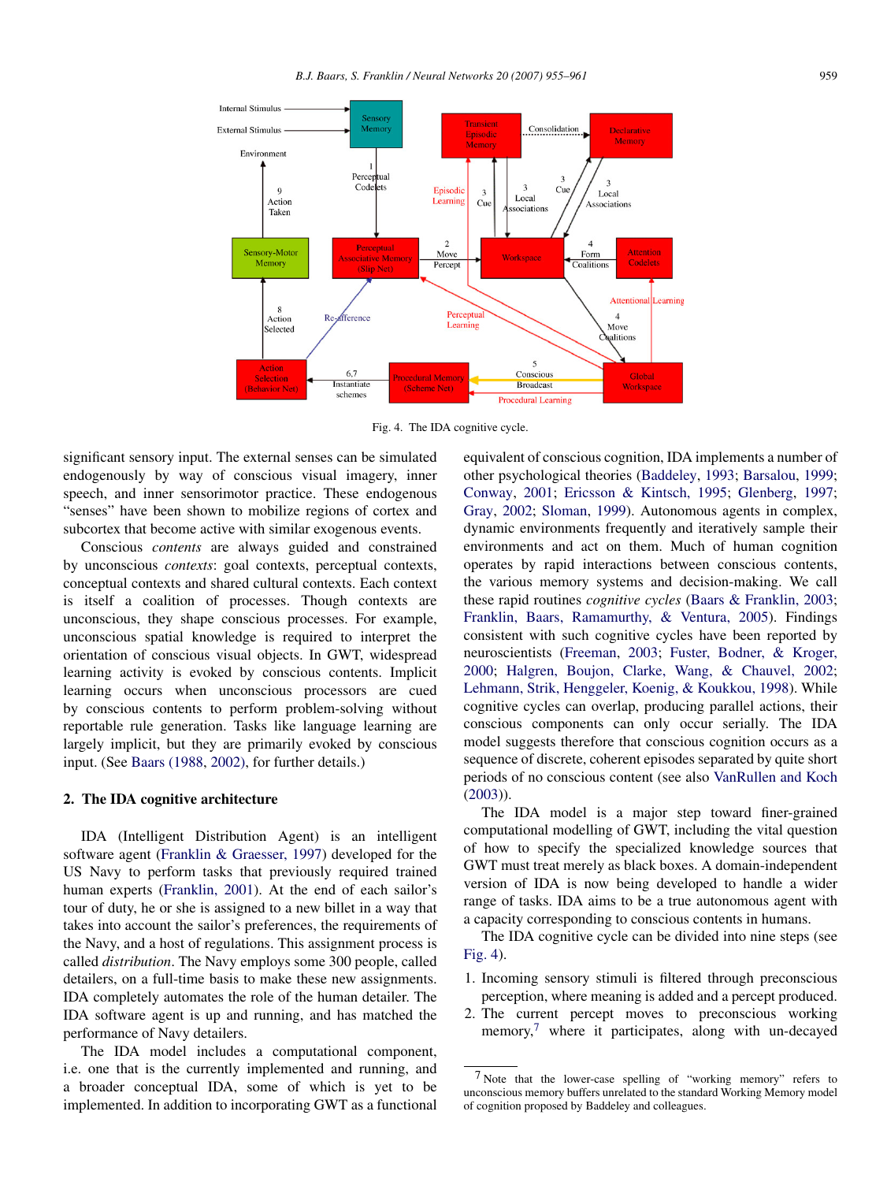Fig. 4. The IDA cognitive cycle.

significant sensory input. The external senses can be simulated endogenously by way of conscious visual imagery, inner speech, and inner sensorimotor practice. These endogenous "senses" have been shown to mobilize regions of cortex and subcortex that become active with similar exogenous events.

Conscious *contents* are always guided and constrained by unconscious *contexts*: goal contexts, perceptual contexts, conceptual contexts and shared cultural contexts. Each context is itself a coalition of processes. Though contexts are unconscious, they shape conscious processes. For example, unconscious spatial knowledge is required to interpret the orientation of conscious visual objects. In GWT, widespread learning activity is evoked by conscious contents. Implicit learning occurs when unconscious processors are cued by conscious contents to perform problem-solving without reportable rule generation. Tasks like language learning are largely implicit, but they are primarily evoked by conscious input. (See Baars (1988, 2002), for further details.)

## 2. The IDA cognitive architecture

IDA (Intelligent Distribution Agent) is an intelligent software agent (Franklin & Graesser, 1997) developed for the US Navy to perform tasks that previously required trained human experts (Franklin, 2001). At the end of each sailor's tour of duty, he or she is assigned to a new billet in a way that takes into account the sailor's preferences, the requirements of the Navy, and a host of regulations. This assignment process is called *distribution*. The Navy employs some 300 people, called detailers, on a full-time basis to make these new assignments. IDA completely automates the role of the human detailer. The IDA software agent is up and running, and has matched the performance of Navy detailers.

The IDA model includes a computational component, i.e. one that is the currently implemented and running, and a broader conceptual IDA, some of which is yet to be implemented. In addition to incorporating GWT as a functional equivalent of conscious cognition, IDA implements a number of other psychological theories (Baddeley, 1993; Barsalou, 1999; Conway, 2001; Ericsson & Kintsch, 1995; Glenberg, 1997; Gray, 2002; Sloman, 1999). Autonomous agents in complex, dynamic environments frequently and iteratively sample their environments and act on them. Much of human cognition operates by rapid interactions between conscious contents, the various memory systems and decision-making. We call these rapid routines *cognitive cycles* (Baars & Franklin, 2003; Franklin, Baars, Ramamurthy, & Ventura, 2005). Findings consistent with such cognitive cycles have been reported by neuroscientists (Freeman, 2003; Fuster, Bodner, & Kroger, 2000; Halgren, Boujon, Clarke, Wang, & Chauvel, 2002; Lehmann, Strik, Henggeler, Koenig, & Koukkou, 1998). While cognitive cycles can overlap, producing parallel actions, their conscious components can only occur serially. The IDA model suggests therefore that conscious cognition occurs as a sequence of discrete, coherent episodes separated by quite short periods of no conscious content (see also VanRullen and Koch (2003)).

The IDA model is a major step toward finer-grained computational modelling of GWT, including the vital question of how to specify the specialized knowledge sources that GWT must treat merely as black boxes. A domain-independent version of IDA is now being developed to handle a wider range of tasks. IDA aims to be a true autonomous agent with a capacity corresponding to conscious contents in humans.

The IDA cognitive cycle can be divided into nine steps (see Fig. 4).

1. Incoming sensory stimuli is filtered through preconscious perception, where meaning is added and a percept produced.
2. The current percept moves to preconscious working memory,[7] where it participates, along with un-decayed

[7] Note that the lower-case spelling of "working memory" refers to unconscious memory buffers unrelated to the standard Working Memory model of cognition proposed by Baddeley and colleagues.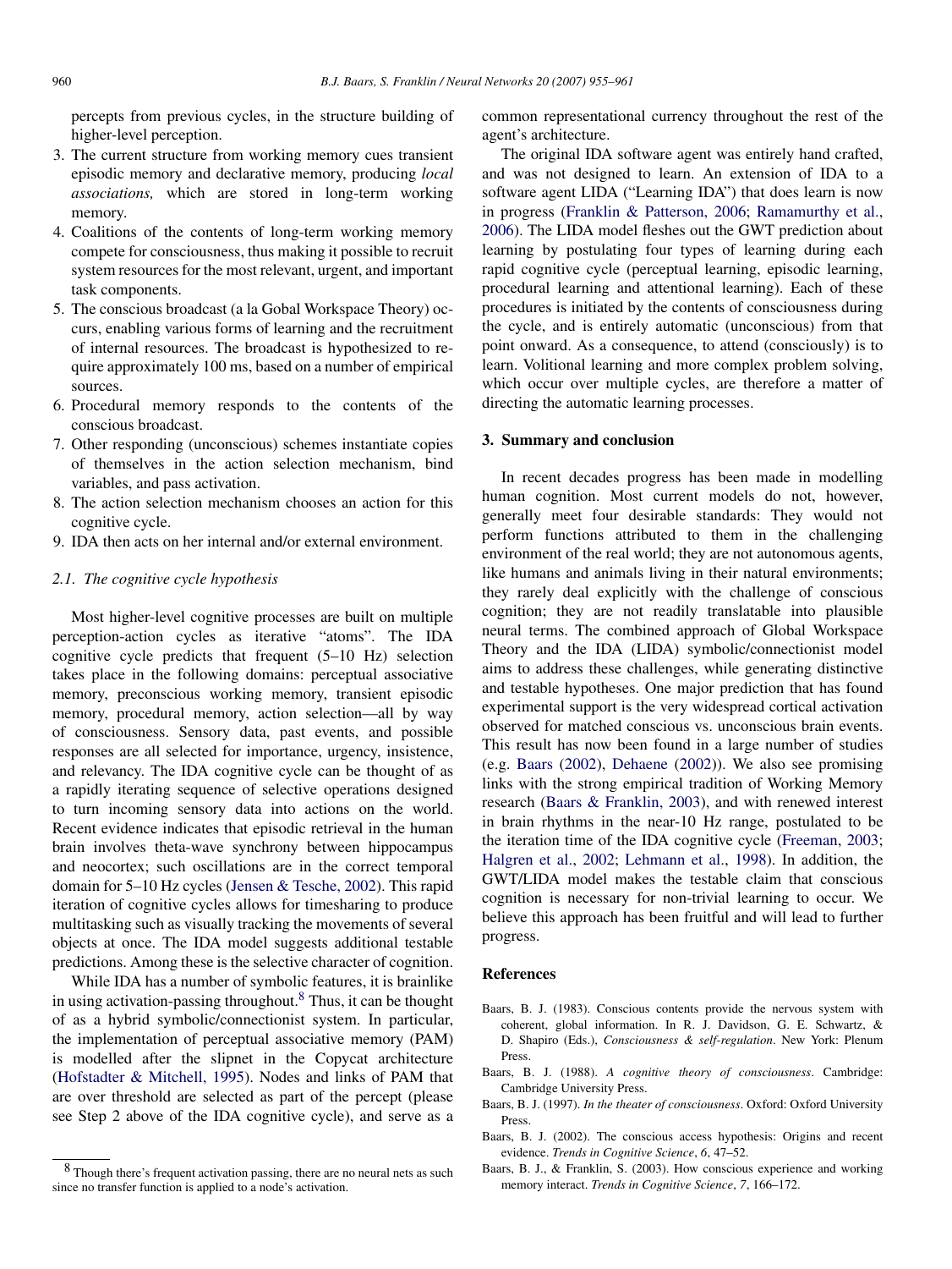percepts from previous cycles, in the structure building of higher-level perception.

3. The current structure from working memory cues transient episodic memory and declarative memory, producing *local associations,* which are stored in long-term working memory.
4. Coalitions of the contents of long-term working memory compete for consciousness, thus making it possible to recruit system resources for the most relevant, urgent, and important task components.
5. The conscious broadcast (a la Gobal Workspace Theory) occurs, enabling various forms of learning and the recruitment of internal resources. The broadcast is hypothesized to require approximately 100 ms, based on a number of empirical sources.
6. Procedural memory responds to the contents of the conscious broadcast.
7. Other responding (unconscious) schemes instantiate copies of themselves in the action selection mechanism, bind variables, and pass activation.
8. The action selection mechanism chooses an action for this cognitive cycle.
9. IDA then acts on her internal and/or external environment.

### 2.1. The cognitive cycle hypothesis

Most higher-level cognitive processes are built on multiple perception-action cycles as iterative "atoms". The IDA cognitive cycle predicts that frequent (5–10 Hz) selection takes place in the following domains: perceptual associative memory, preconscious working memory, transient episodic memory, procedural memory, action selection—all by way of consciousness. Sensory data, past events, and possible responses are all selected for importance, urgency, insistence, and relevancy. The IDA cognitive cycle can be thought of as a rapidly iterating sequence of selective operations designed to turn incoming sensory data into actions on the world. Recent evidence indicates that episodic retrieval in the human brain involves theta-wave synchrony between hippocampus and neocortex; such oscillations are in the correct temporal domain for 5–10 Hz cycles (Jensen & Tesche, 2002). This rapid iteration of cognitive cycles allows for timesharing to produce multitasking such as visually tracking the movements of several objects at once. The IDA model suggests additional testable predictions. Among these is the selective character of cognition.

While IDA has a number of symbolic features, it is brainlike in using activation-passing throughout.[8] Thus, it can be thought of as a hybrid symbolic/connectionist system. In particular, the implementation of perceptual associative memory (PAM) is modelled after the slipnet in the Copycat architecture (Hofstadter & Mitchell, 1995). Nodes and links of PAM that are over threshold are selected as part of the percept (please see Step 2 above of the IDA cognitive cycle), and serve as a common representational currency throughout the rest of the agent's architecture.

The original IDA software agent was entirely hand crafted, and was not designed to learn. An extension of IDA to a software agent LIDA ("Learning IDA") that does learn is now in progress (Franklin & Patterson, 2006; Ramamurthy et al., 2006). The LIDA model fleshes out the GWT prediction about learning by postulating four types of learning during each rapid cognitive cycle (perceptual learning, episodic learning, procedural learning and attentional learning). Each of these procedures is initiated by the contents of consciousness during the cycle, and is entirely automatic (unconscious) from that point onward. As a consequence, to attend (consciously) is to learn. Volitional learning and more complex problem solving, which occur over multiple cycles, are therefore a matter of directing the automatic learning processes.

[8] Though there's frequent activation passing, there are no neural nets as such since no transfer function is applied to a node's activation.

## 3. Summary and conclusion

In recent decades progress has been made in modelling human cognition. Most current models do not, however, generally meet four desirable standards: They would not perform functions attributed to them in the challenging environment of the real world; they are not autonomous agents, like humans and animals living in their natural environments; they rarely deal explicitly with the challenge of conscious cognition; they are not readily translatable into plausible neural terms. The combined approach of Global Workspace Theory and the IDA (LIDA) symbolic/connectionist model aims to address these challenges, while generating distinctive and testable hypotheses. One major prediction that has found experimental support is the very widespread cortical activation observed for matched conscious vs. unconscious brain events. This result has now been found in a large number of studies (e.g. Baars (2002), Dehaene (2002)). We also see promising links with the strong empirical tradition of Working Memory research (Baars & Franklin, 2003), and with renewed interest in brain rhythms in the near-10 Hz range, postulated to be the iteration time of the IDA cognitive cycle (Freeman, 2003; Halgren et al., 2002; Lehmann et al., 1998). In addition, the GWT/LIDA model makes the testable claim that conscious cognition is necessary for non-trivial learning to occur. We believe this approach has been fruitful and will lead to further progress.

## References

Baars, B. J. (1983). Conscious contents provide the nervous system with coherent, global information. In R. J. Davidson, G. E. Schwartz, & D. Shapiro (Eds.), *Consciousness & self-regulation*. New York: Plenum Press.

Baars, B. J. (1988). *A cognitive theory of consciousness*. Cambridge: Cambridge University Press.

Baars, B. J. (1997). *In the theater of consciousness*. Oxford: Oxford University Press.

Baars, B. J. (2002). The conscious access hypothesis: Origins and recent evidence. *Trends in Cognitive Science*, *6*, 47–52.

Baars, B. J., & Franklin, S. (2003). How conscious experience and working memory interact. *Trends in Cognitive Science*, *7*, 166–172.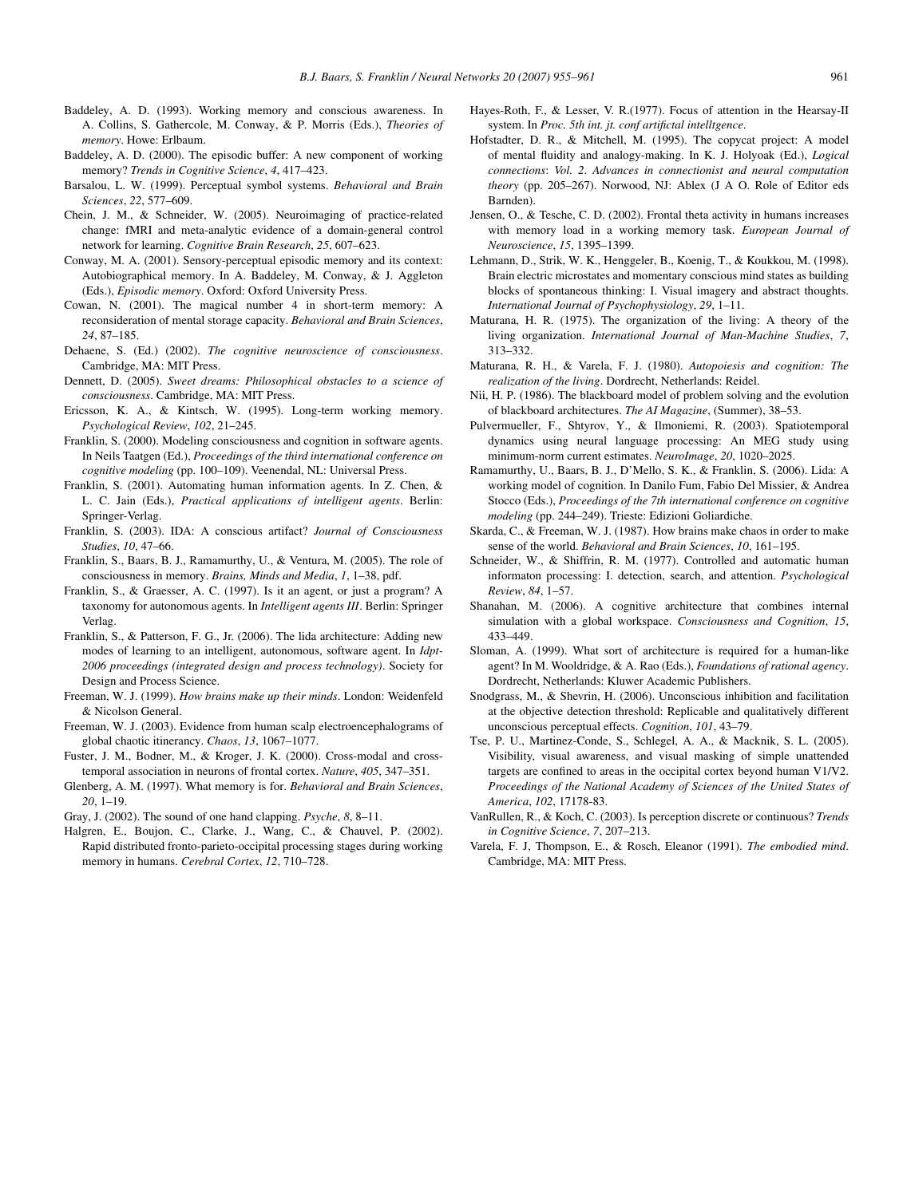Baddeley, A. D. (1993). Working memory and conscious awareness. In A. Collins, S. Gathercole, M. Conway, & P. Morris (Eds.), *Theories of memory*. Howe: Erlbaum.

Baddeley, A. D. (2000). The episodic buffer: A new component of working memory? *Trends in Cognitive Science*, *4*, 417–423.

Barsalou, L. W. (1999). Perceptual symbol systems. *Behavioral and Brain Sciences*, *22*, 577–609.

Chein, J. M., & Schneider, W. (2005). Neuroimaging of practice-related change: fMRI and meta-analytic evidence of a domain-general control network for learning. *Cognitive Brain Research*, *25*, 607–623.

Conway, M. A. (2001). Sensory-perceptual episodic memory and its context: Autobiographical memory. In A. Baddeley, M. Conway, & J. Aggleton (Eds.), *Episodic memory*. Oxford: Oxford University Press.

Cowan, N. (2001). The magical number 4 in short-term memory: A reconsideration of mental storage capacity. *Behavioral and Brain Sciences*, *24*, 87–185.

Dehaene, S. (Ed.) (2002). *The cognitive neuroscience of consciousness*. Cambridge, MA: MIT Press.

Dennett, D. (2005). *Sweet dreams: Philosophical obstacles to a science of consciousness*. Cambridge, MA: MIT Press.

Ericsson, K. A., & Kintsch, W. (1995). Long-term working memory. *Psychological Review*, *102*, 21–245.

Franklin, S. (2000). Modeling consciousness and cognition in software agents. In Neils Taatgen (Ed.), *Proceedings of the third international conference on cognitive modeling* (pp. 100–109). Veenendal, NL: Universal Press.

Franklin, S. (2001). Automating human information agents. In Z. Chen, & L. C. Jain (Eds.), *Practical applications of intelligent agents*. Berlin: Springer-Verlag.

Franklin, S. (2003). IDA: A conscious artifact? *Journal of Consciousness Studies*, *10*, 47–66.

Franklin, S., Baars, B. J., Ramamurthy, U., & Ventura, M. (2005). The role of consciousness in memory. *Brains, Minds and Media*, *1*, 1–38, pdf.

Franklin, S., & Graesser, A. C. (1997). Is it an agent, or just a program? A taxonomy for autonomous agents. In *Intelligent agents III*. Berlin: Springer Verlag.

Franklin, S., & Patterson, F. G., Jr. (2006). The lida architecture: Adding new modes of learning to an intelligent, autonomous, software agent. In *Idpt-2006 proceedings (integrated design and process technology)*. Society for Design and Process Science.

Freeman, W. J. (1999). *How brains make up their minds*. London: Weidenfeld & Nicolson General.

Freeman, W. J. (2003). Evidence from human scalp electroencephalograms of global chaotic itinerancy. *Chaos*, *13*, 1067–1077.

Fuster, J. M., Bodner, M., & Kroger, J. K. (2000). Cross-modal and cross-temporal association in neurons of frontal cortex. *Nature*, *405*, 347–351.

Glenberg, A. M. (1997). What memory is for. *Behavioral and Brain Sciences*, *20*, 1–19.

Gray, J. (2002). The sound of one hand clapping. *Psyche*, *8*, 8–11.

Halgren, E., Boujon, C., Clarke, J., Wang, C., & Chauvel, P. (2002). Rapid distributed fronto-parieto-occipital processing stages during working memory in humans. *Cerebral Cortex*, *12*, 710–728.

Hayes-Roth, F., & Lesser, V. R.(1977). Focus of attention in the Hearsay-II system. In *Proc. 5th int. jt. conf artifictal intelltgence*.

Hofstadter, D. R., & Mitchell, M. (1995). The copycat project: A model of mental fluidity and analogy-making. In K. J. Holyoak (Ed.), *Logical connections*: *Vol. 2*. *Advances in connectionist and neural computation theory* (pp. 205–267). Norwood, NJ: Ablex (J A O. Role of Editor eds Barnden).

Jensen, O., & Tesche, C. D. (2002). Frontal theta activity in humans increases with memory load in a working memory task. *European Journal of Neuroscience*, *15*, 1395–1399.

Lehmann, D., Strik, W. K., Henggeler, B., Koenig, T., & Koukkou, M. (1998). Brain electric microstates and momentary conscious mind states as building blocks of spontaneous thinking: I. Visual imagery and abstract thoughts. *International Journal of Psychophysiology*, *29*, 1–11.

Maturana, H. R. (1975). The organization of the living: A theory of the living organization. *International Journal of Man-Machine Studies*, *7*, 313–332.

Maturana, R. H., & Varela, F. J. (1980). *Autopoiesis and cognition: The realization of the living*. Dordrecht, Netherlands: Reidel.

Nii, H. P. (1986). The blackboard model of problem solving and the evolution of blackboard architectures. *The AI Magazine*, (Summer), 38–53.

Pulvermueller, F., Shtyrov, Y., & Ilmoniemi, R. (2003). Spatiotemporal dynamics using neural language processing: An MEG study using minimum-norm current estimates. *NeuroImage*, *20*, 1020–2025.

Ramamurthy, U., Baars, B. J., D'Mello, S. K., & Franklin, S. (2006). Lida: A working model of cognition. In Danilo Fum, Fabio Del Missier, & Andrea Stocco (Eds.), *Proceedings of the 7th international conference on cognitive modeling* (pp. 244–249). Trieste: Edizioni Goliardiche.

Skarda, C., & Freeman, W. J. (1987). How brains make chaos in order to make sense of the world. *Behavioral and Brain Sciences*, *10*, 161–195.

Schneider, W., & Shiffrin, R. M. (1977). Controlled and automatic human informaton processing: I. detection, search, and attention. *Psychological Review*, *84*, 1–57.

Shanahan, M. (2006). A cognitive architecture that combines internal simulation with a global workspace. *Consciousness and Cognition*, *15*, 433–449.

Sloman, A. (1999). What sort of architecture is required for a human-like agent? In M. Wooldridge, & A. Rao (Eds.), *Foundations of rational agency*. Dordrecht, Netherlands: Kluwer Academic Publishers.

Snodgrass, M., & Shevrin, H. (2006). Unconscious inhibition and facilitation at the objective detection threshold: Replicable and qualitatively different unconscious perceptual effects. *Cognition*, *101*, 43–79.

Tse, P. U., Martinez-Conde, S., Schlegel, A. A., & Macknik, S. L. (2005). Visibility, visual awareness, and visual masking of simple unattended targets are confined to areas in the occipital cortex beyond human V1/V2. *Proceedings of the National Academy of Sciences of the United States of America*, *102*, 17178-83.

VanRullen, R., & Koch, C. (2003). Is perception discrete or continuous? *Trends in Cognitive Science*, *7*, 207–213.

Varela, F. J, Thompson, E., & Rosch, Eleanor (1991). *The embodied mind*. Cambridge, MA: MIT Press.